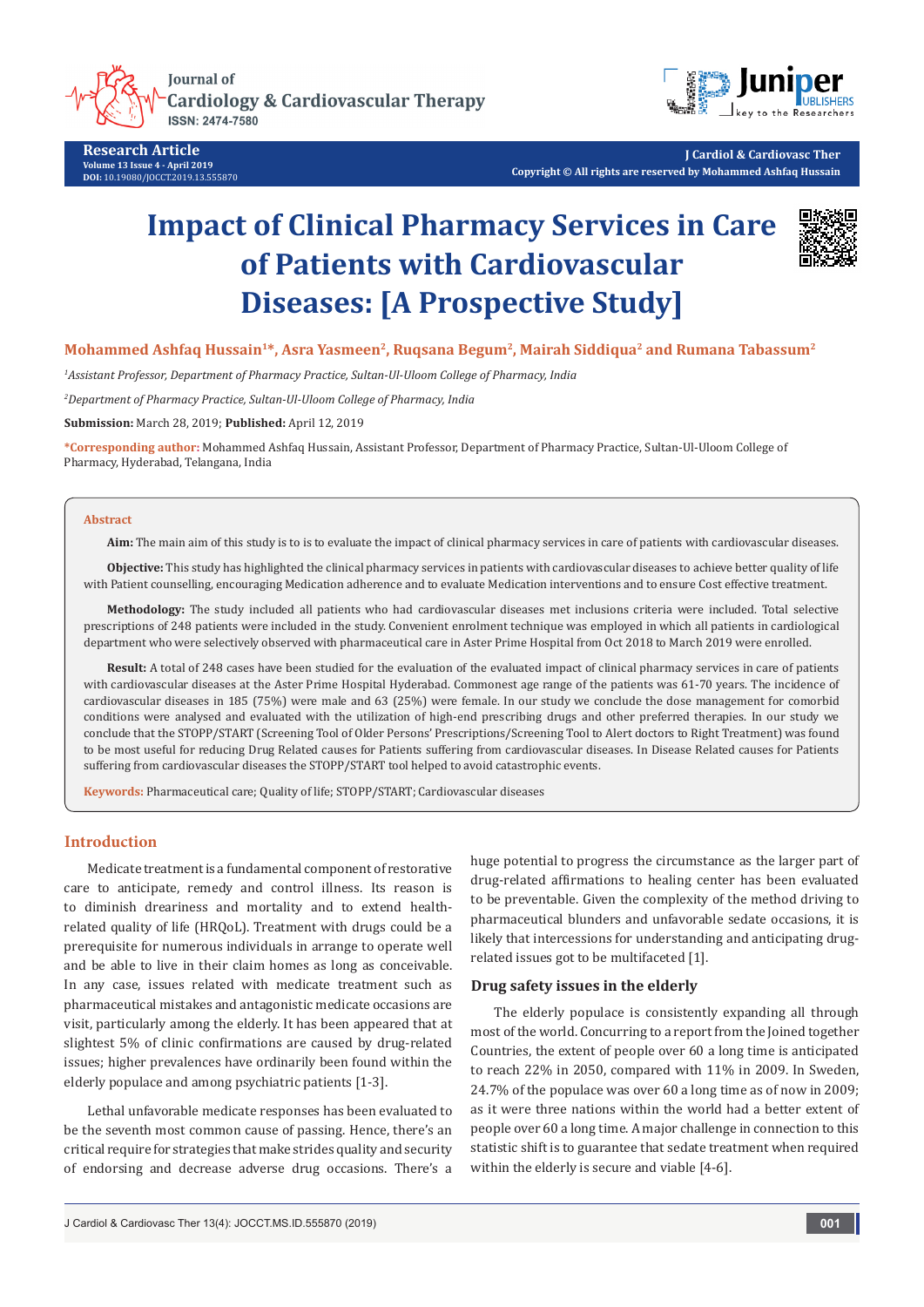Research Article
Volume 13 Issue 4 - April 2019
DOI: 10.19080/JOCCT.2019.13.555870

Copyright © All rights are reserved by Mohammed Ashfaq Hussain

# Impact of Clinical Pharmacy Services in Care of Patients with Cardiovascular Diseases: [A Prospective Study]

**Mohammed Ashfaq Hussain[1]*, Asra Yasmeen[2], Ruqsana Begum[2], Mairah Siddiqua[2] and Rumana Tabassum[2]**

*[1]Assistant Professor, Department of Pharmacy Practice, Sultan-Ul-Uloom College of Pharmacy, India*

*[2]Department of Pharmacy Practice, Sultan-Ul-Uloom College of Pharmacy, India*

**Submission:** March 28, 2019; **Published:** April 12, 2019

***Corresponding author:** Mohammed Ashfaq Hussain, Assistant Professor, Department of Pharmacy Practice, Sultan-Ul-Uloom College of Pharmacy, Hyderabad, Telangana, India

### Abstract

**Aim:** The main aim of this study is to is to evaluate the impact of clinical pharmacy services in care of patients with cardiovascular diseases.

**Objective:** This study has highlighted the clinical pharmacy services in patients with cardiovascular diseases to achieve better quality of life with Patient counselling, encouraging Medication adherence and to evaluate Medication interventions and to ensure Cost effective treatment.

**Methodology:** The study included all patients who had cardiovascular diseases met inclusions criteria were included. Total selective prescriptions of 248 patients were included in the study. Convenient enrolment technique was employed in which all patients in cardiological department who were selectively observed with pharmaceutical care in Aster Prime Hospital from Oct 2018 to March 2019 were enrolled.

**Result:** A total of 248 cases have been studied for the evaluation of the evaluated impact of clinical pharmacy services in care of patients with cardiovascular diseases at the Aster Prime Hospital Hyderabad. Commonest age range of the patients was 61-70 years. The incidence of cardiovascular diseases in 185 (75%) were male and 63 (25%) were female. In our study we conclude the dose management for comorbid conditions were analysed and evaluated with the utilization of high-end prescribing drugs and other preferred therapies. In our study we conclude that the STOPP/START (Screening Tool of Older Persons' Prescriptions/Screening Tool to Alert doctors to Right Treatment) was found to be most useful for reducing Drug Related causes for Patients suffering from cardiovascular diseases. In Disease Related causes for Patients suffering from cardiovascular diseases the STOPP/START tool helped to avoid catastrophic events.

**Keywords:** Pharmaceutical care; Quality of life; STOPP/START; Cardiovascular diseases

## Introduction

Medicate treatment is a fundamental component of restorative care to anticipate, remedy and control illness. Its reason is to diminish dreariness and mortality and to extend health-related quality of life (HRQoL). Treatment with drugs could be a prerequisite for numerous individuals in arrange to operate well and be able to live in their claim homes as long as conceivable. In any case, issues related with medicate treatment such as pharmaceutical mistakes and antagonistic medicate occasions are visit, particularly among the elderly. It has been appeared that at slightest 5% of clinic confirmations are caused by drug-related issues; higher prevalences have ordinarily been found within the elderly populace and among psychiatric patients [1-3].

Lethal unfavorable medicate responses has been evaluated to be the seventh most common cause of passing. Hence, there's an critical require for strategies that make strides quality and security of endorsing and decrease adverse drug occasions. There's a huge potential to progress the circumstance as the larger part of drug-related affirmations to healing center has been evaluated to be preventable. Given the complexity of the method driving to pharmaceutical blunders and unfavorable sedate occasions, it is likely that intercessions for understanding and anticipating drug-related issues got to be multifaceted [1].

### Drug safety issues in the elderly

The elderly populace is consistently expanding all through most of the world. Concurring to a report from the Joined together Countries, the extent of people over 60 a long time is anticipated to reach 22% in 2050, compared with 11% in 2009. In Sweden, 24.7% of the populace was over 60 a long time as of now in 2009; as it were three nations within the world had a better extent of people over 60 a long time. A major challenge in connection to this statistic shift is to guarantee that sedate treatment when required within the elderly is secure and viable [4-6].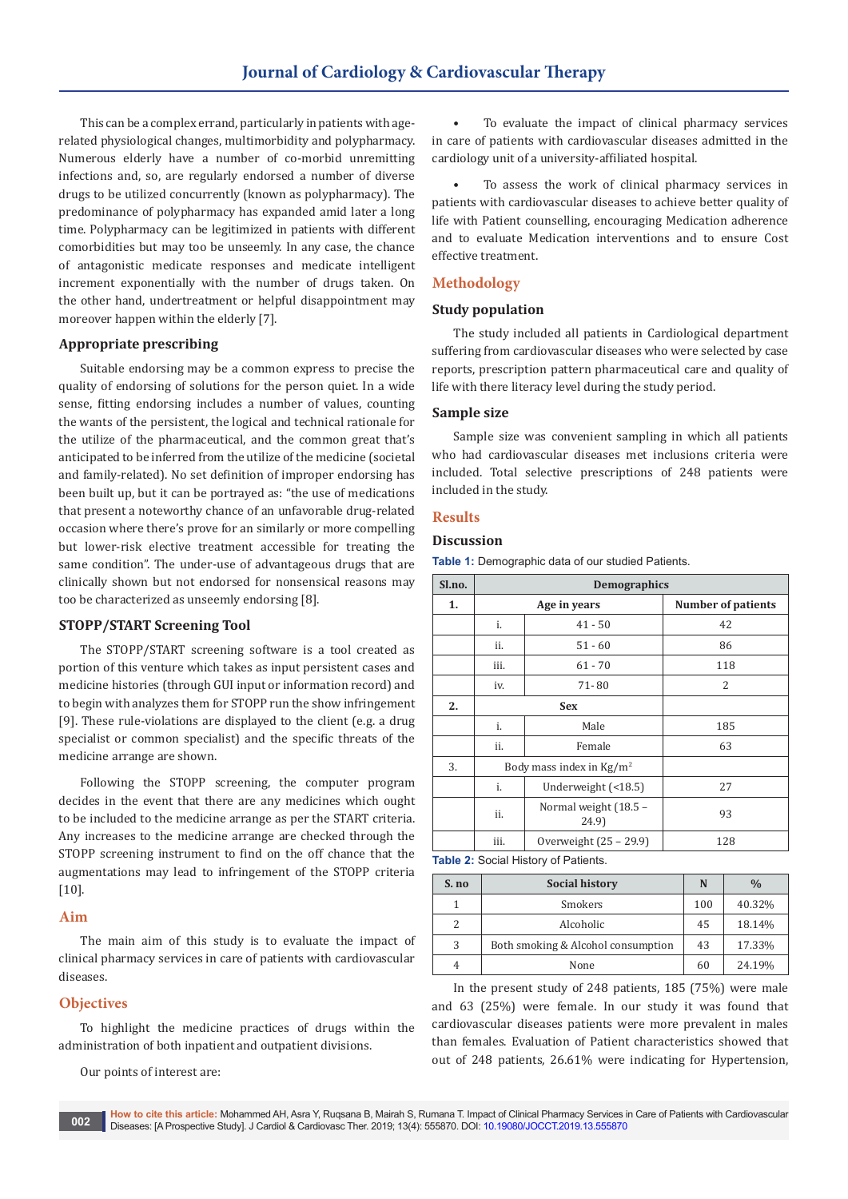This can be a complex errand, particularly in patients with age-related physiological changes, multimorbidity and polypharmacy. Numerous elderly have a number of co-morbid unremitting infections and, so, are regularly endorsed a number of diverse drugs to be utilized concurrently (known as polypharmacy). The predominance of polypharmacy has expanded amid later a long time. Polypharmacy can be legitimized in patients with different comorbidities but may too be unseemly. In any case, the chance of antagonistic medicate responses and medicate intelligent increment exponentially with the number of drugs taken. On the other hand, undertreatment or helpful disappointment may moreover happen within the elderly [7].

### Appropriate prescribing

Suitable endorsing may be a common express to precise the quality of endorsing of solutions for the person quiet. In a wide sense, fitting endorsing includes a number of values, counting the wants of the persistent, the logical and technical rationale for the utilize of the pharmaceutical, and the common great that's anticipated to be inferred from the utilize of the medicine (societal and family-related). No set definition of improper endorsing has been built up, but it can be portrayed as: "the use of medications that present a noteworthy chance of an unfavorable drug-related occasion where there's prove for an similarly or more compelling but lower-risk elective treatment accessible for treating the same condition". The under-use of advantageous drugs that are clinically shown but not endorsed for nonsensical reasons may too be characterized as unseemly endorsing [8].

### STOPP/START Screening Tool

The STOPP/START screening software is a tool created as portion of this venture which takes as input persistent cases and medicine histories (through GUI input or information record) and to begin with analyzes them for STOPP run the show infringement [9]. These rule-violations are displayed to the client (e.g. a drug specialist or common specialist) and the specific threats of the medicine arrange are shown.

Following the STOPP screening, the computer program decides in the event that there are any medicines which ought to be included to the medicine arrange as per the START criteria. Any increases to the medicine arrange are checked through the STOPP screening instrument to find on the off chance that the augmentations may lead to infringement of the STOPP criteria [10].

## Aim

The main aim of this study is to evaluate the impact of clinical pharmacy services in care of patients with cardiovascular diseases.

## Objectives

To highlight the medicine practices of drugs within the administration of both inpatient and outpatient divisions.

Our points of interest are:

- To evaluate the impact of clinical pharmacy services in care of patients with cardiovascular diseases admitted in the cardiology unit of a university-affiliated hospital.

- To assess the work of clinical pharmacy services in patients with cardiovascular diseases to achieve better quality of life with Patient counselling, encouraging Medication adherence and to evaluate Medication interventions and to ensure Cost effective treatment.

## Methodology

### Study population

The study included all patients in Cardiological department suffering from cardiovascular diseases who were selected by case reports, prescription pattern pharmaceutical care and quality of life with there literacy level during the study period.

### Sample size

Sample size was convenient sampling in which all patients who had cardiovascular diseases met inclusions criteria were included. Total selective prescriptions of 248 patients were included in the study.

## Results

### Discussion

**Table 1:** Demographic data of our studied Patients.

| Sl.no. | Demographics | | |
|---|---|---|---|
| **1.** | | **Age in years** | **Number of patients** |
| | i. | 41 - 50 | 42 |
| | ii. | 51 - 60 | 86 |
| | iii. | 61 - 70 | 118 |
| | iv. | 71- 80 | 2 |
| **2.** | | **Sex** | |
| | i. | Male | 185 |
| | ii. | Female | 63 |
| 3. | | Body mass index in $Kg/m^2$ | |
| | i. | Underweight (<18.5) | 27 |
| | ii. | Normal weight (18.5 – 24.9) | 93 |
| | iii. | Overweight (25 – 29.9) | 128 |

**Table 2:** Social History of Patients.

| S. no | Social history | N | % |
|---|---|---|---|
| 1 | Smokers | 100 | 40.32% |
| 2 | Alcoholic | 45 | 18.14% |
| 3 | Both smoking & Alcohol consumption | 43 | 17.33% |
| 4 | None | 60 | 24.19% |

In the present study of 248 patients, 185 (75%) were male and 63 (25%) were female. In our study it was found that cardiovascular diseases patients were more prevalent in males than females. Evaluation of Patient characteristics showed that out of 248 patients, 26.61% were indicating for Hypertension,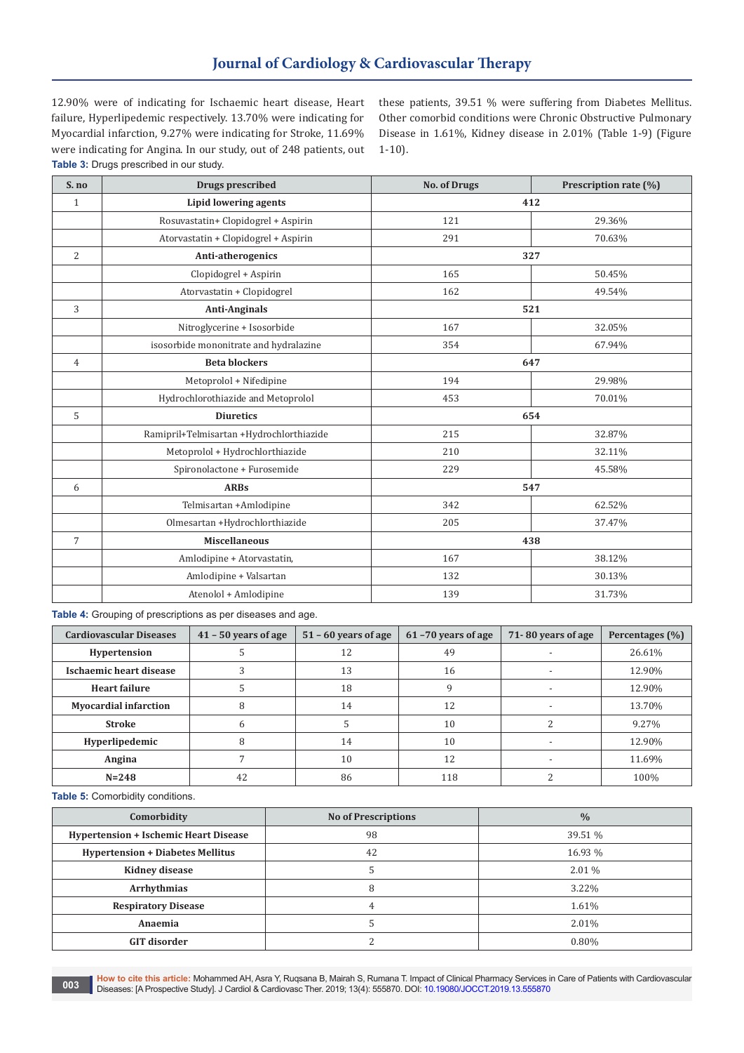12.90% were of indicating for Ischaemic heart disease, Heart failure, Hyperlipedemic respectively. 13.70% were indicating for Myocardial infarction, 9.27% were indicating for Stroke, 11.69% were indicating for Angina. In our study, out of 248 patients, out these patients, 39.51 % were suffering from Diabetes Mellitus. Other comorbid conditions were Chronic Obstructive Pulmonary Disease in 1.61%, Kidney disease in 2.01% (Table 1-9) (Figure 1-10).

**Table 3:** Drugs prescribed in our study.

| S. no | Drugs prescribed | No. of Drugs | Prescription rate (%) |
|---|---|---|---|
| 1 | **Lipid lowering agents** | **412** | |
| | Rosuvastatin+ Clopidogrel + Aspirin | 121 | 29.36% |
| | Atorvastatin + Clopidogrel + Aspirin | 291 | 70.63% |
| 2 | **Anti-atherogenics** | **327** | |
| | Clopidogrel + Aspirin | 165 | 50.45% |
| | Atorvastatin + Clopidogrel | 162 | 49.54% |
| 3 | **Anti-Anginals** | **521** | |
| | Nitroglycerine + Isosorbide | 167 | 32.05% |
| | isosorbide mononitrate and hydralazine | 354 | 67.94% |
| 4 | **Beta blockers** | **647** | |
| | Metoprolol + Nifedipine | 194 | 29.98% |
| | Hydrochlorothiazide and Metoprolol | 453 | 70.01% |
| 5 | **Diuretics** | **654** | |
| | Ramipril+Telmisartan +Hydrochlorthiazide | 215 | 32.87% |
| | Metoprolol + Hydrochlorthiazide | 210 | 32.11% |
| | Spironolactone + Furosemide | 229 | 45.58% |
| 6 | **ARBs** | **547** | |
| | Telmisartan +Amlodipine | 342 | 62.52% |
| | Olmesartan +Hydrochlorthiazide | 205 | 37.47% |
| 7 | **Miscellaneous** | **438** | |
| | Amlodipine + Atorvastatin, | 167 | 38.12% |
| | Amlodipine + Valsartan | 132 | 30.13% |
| | Atenolol + Amlodipine | 139 | 31.73% |

**Table 4:** Grouping of prescriptions as per diseases and age.

| Cardiovascular Diseases | 41 – 50 years of age | 51 – 60 years of age | 61 –70 years of age | 71- 80 years of age | Percentages (%) |
|---|---|---|---|---|---|
| **Hypertension** | 5 | 12 | 49 | - | 26.61% |
| **Ischaemic heart disease** | 3 | 13 | 16 | - | 12.90% |
| **Heart failure** | 5 | 18 | 9 | - | 12.90% |
| **Myocardial infarction** | 8 | 14 | 12 | - | 13.70% |
| **Stroke** | 6 | 5 | 10 | 2 | 9.27% |
| **Hyperlipedemic** | 8 | 14 | 10 | - | 12.90% |
| **Angina** | 7 | 10 | 12 | - | 11.69% |
| **N=248** | 42 | 86 | 118 | 2 | 100% |

**Table 5:** Comorbidity conditions.

| Comorbidity | No of Prescriptions | % |
|---|---|---|
| **Hypertension + Ischemic Heart Disease** | 98 | 39.51 % |
| **Hypertension + Diabetes Mellitus** | 42 | 16.93 % |
| **Kidney disease** | 5 | 2.01 % |
| **Arrhythmias** | 8 | 3.22% |
| **Respiratory Disease** | 4 | 1.61% |
| **Anaemia** | 5 | 2.01% |
| **GIT disorder** | 2 | 0.80% |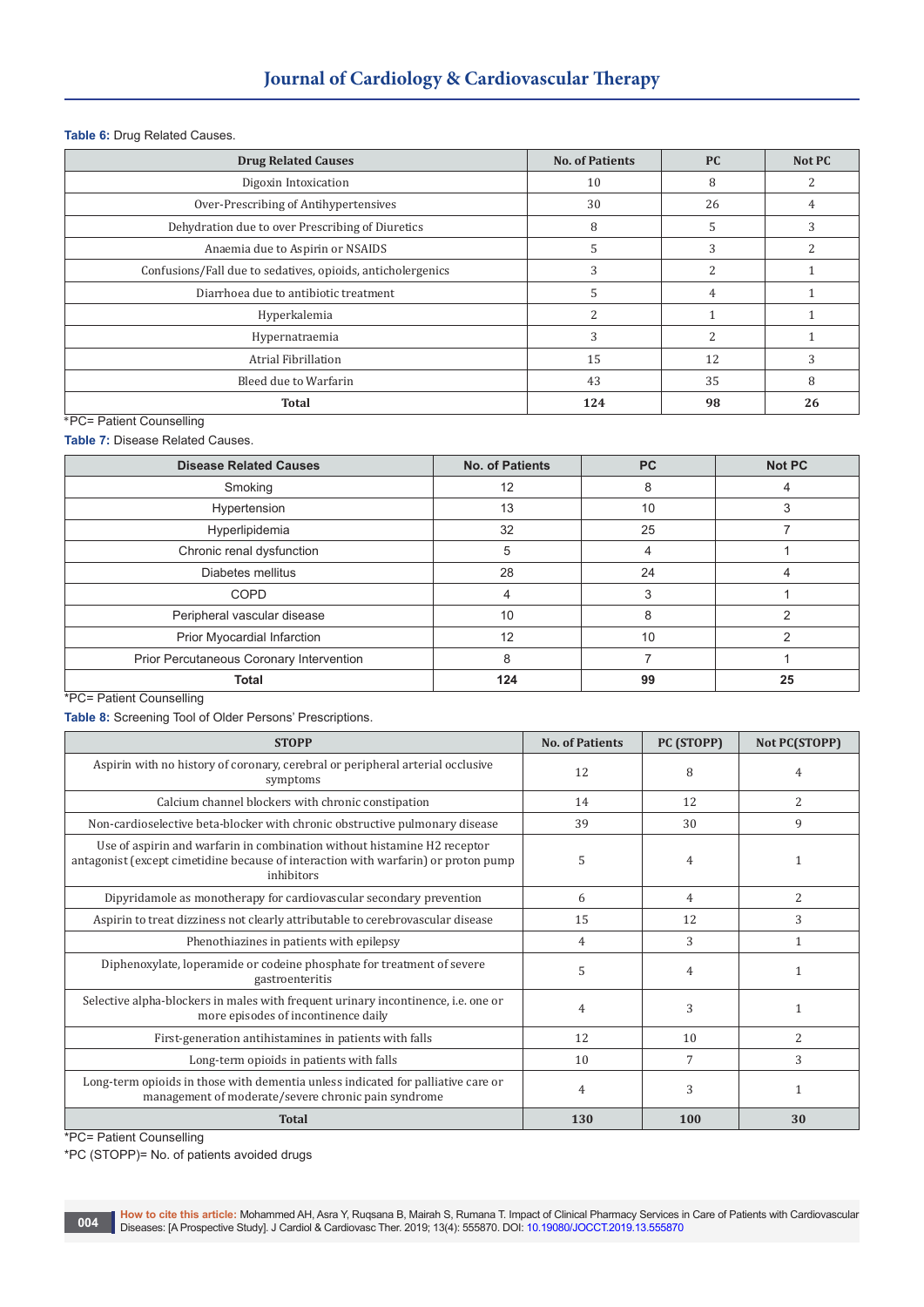**Table 6:** Drug Related Causes.

| Drug Related Causes | No. of Patients | PC | Not PC |
|---|---|---|---|
| Digoxin Intoxication | 10 | 8 | 2 |
| Over-Prescribing of Antihypertensives | 30 | 26 | 4 |
| Dehydration due to over Prescribing of Diuretics | 8 | 5 | 3 |
| Anaemia due to Aspirin or NSAIDS | 5 | 3 | 2 |
| Confusions/Fall due to sedatives, opioids, anticholergenics | 3 | 2 | 1 |
| Diarrhoea due to antibiotic treatment | 5 | 4 | 1 |
| Hyperkalemia | 2 | 1 | 1 |
| Hypernatraemia | 3 | 2 | 1 |
| Atrial Fibrillation | 15 | 12 | 3 |
| Bleed due to Warfarin | 43 | 35 | 8 |
| **Total** | **124** | **98** | **26** |

*PC= Patient Counselling

**Table 7:** Disease Related Causes.

| Disease Related Causes | No. of Patients | PC | Not PC |
|---|---|---|---|
| Smoking | 12 | 8 | 4 |
| Hypertension | 13 | 10 | 3 |
| Hyperlipidemia | 32 | 25 | 7 |
| Chronic renal dysfunction | 5 | 4 | 1 |
| Diabetes mellitus | 28 | 24 | 4 |
| COPD | 4 | 3 | 1 |
| Peripheral vascular disease | 10 | 8 | 2 |
| Prior Myocardial Infarction | 12 | 10 | 2 |
| Prior Percutaneous Coronary Intervention | 8 | 7 | 1 |
| **Total** | **124** | **99** | **25** |

*PC= Patient Counselling

**Table 8:** Screening Tool of Older Persons' Prescriptions.

| STOPP | No. of Patients | PC (STOPP) | Not PC(STOPP) |
|---|---|---|---|
| Aspirin with no history of coronary, cerebral or peripheral arterial occlusive symptoms | 12 | 8 | 4 |
| Calcium channel blockers with chronic constipation | 14 | 12 | 2 |
| Non-cardioselective beta-blocker with chronic obstructive pulmonary disease | 39 | 30 | 9 |
| Use of aspirin and warfarin in combination without histamine H2 receptor antagonist (except cimetidine because of interaction with warfarin) or proton pump inhibitors | 5 | 4 | 1 |
| Dipyridamole as monotherapy for cardiovascular secondary prevention | 6 | 4 | 2 |
| Aspirin to treat dizziness not clearly attributable to cerebrovascular disease | 15 | 12 | 3 |
| Phenothiazines in patients with epilepsy | 4 | 3 | 1 |
| Diphenoxylate, loperamide or codeine phosphate for treatment of severe gastroenteritis | 5 | 4 | 1 |
| Selective alpha-blockers in males with frequent urinary incontinence, i.e. one or more episodes of incontinence daily | 4 | 3 | 1 |
| First-generation antihistamines in patients with falls | 12 | 10 | 2 |
| Long-term opioids in patients with falls | 10 | 7 | 3 |
| Long-term opioids in those with dementia unless indicated for palliative care or management of moderate/severe chronic pain syndrome | 4 | 3 | 1 |
| **Total** | **130** | **100** | **30** |

*PC= Patient Counselling

*PC (STOPP)= No. of patients avoided drugs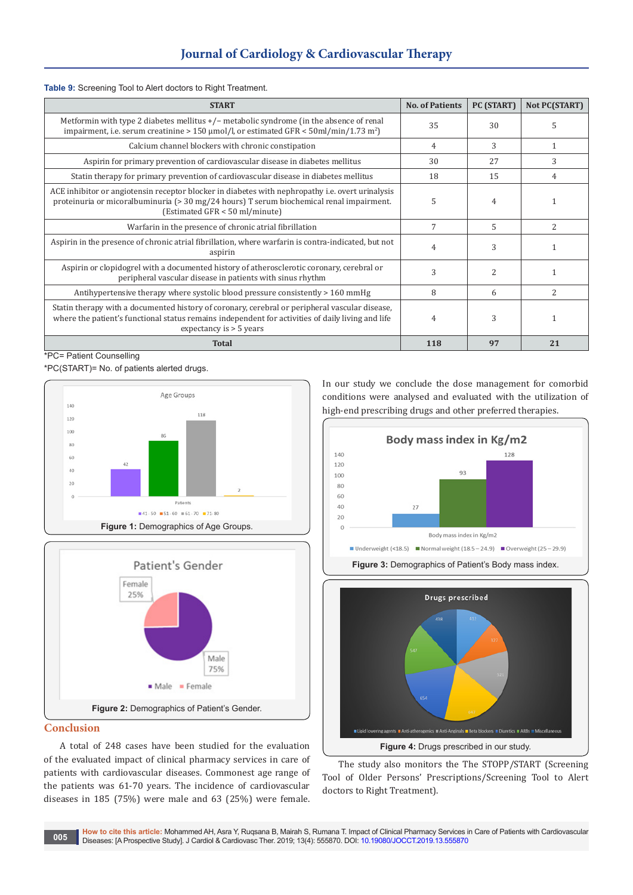**Table 9:** Screening Tool to Alert doctors to Right Treatment.

| START | No. of Patients | PC (START) | Not PC(START) |
|---|---|---|---|
| Metformin with type 2 diabetes mellitus +/− metabolic syndrome (in the absence of renal impairment, i.e. serum creatinine > 150 µmol/l, or estimated GFR < 50ml/min/1.73 m$^2$) | 35 | 30 | 5 |
| Calcium channel blockers with chronic constipation | 4 | 3 | 1 |
| Aspirin for primary prevention of cardiovascular disease in diabetes mellitus | 30 | 27 | 3 |
| Statin therapy for primary prevention of cardiovascular disease in diabetes mellitus | 18 | 15 | 4 |
| ACE inhibitor or angiotensin receptor blocker in diabetes with nephropathy i.e. overt urinalysis proteinuria or micoralbuminuria (> 30 mg/24 hours) T serum biochemical renal impairment. (Estimated GFR < 50 ml/minute) | 5 | 4 | 1 |
| Warfarin in the presence of chronic atrial fibrillation | 7 | 5 | 2 |
| Aspirin in the presence of chronic atrial fibrillation, where warfarin is contra-indicated, but not aspirin | 4 | 3 | 1 |
| Aspirin or clopidogrel with a documented history of atherosclerotic coronary, cerebral or peripheral vascular disease in patients with sinus rhythm | 3 | 2 | 1 |
| Antihypertensive therapy where systolic blood pressure consistently > 160 mmHg | 8 | 6 | 2 |
| Statin therapy with a documented history of coronary, cerebral or peripheral vascular disease, where the patient's functional status remains independent for activities of daily living and life expectancy is > 5 years | 4 | 3 | 1 |
| **Total** | **118** | **97** | **21** |

*PC= Patient Counselling

*PC(START)= No. of patients alerted drugs.

**Figure 1:** Demographics of Age Groups.

**Figure 2:** Demographics of Patient's Gender.

In our study we conclude the dose management for comorbid conditions were analysed and evaluated with the utilization of high-end prescribing drugs and other preferred therapies.

**Figure 3:** Demographics of Patient's Body mass index.

**Figure 4:** Drugs prescribed in our study.

The study also monitors the The STOPP/START (Screening Tool of Older Persons' Prescriptions/Screening Tool to Alert doctors to Right Treatment).

## Conclusion

A total of 248 cases have been studied for the evaluation of the evaluated impact of clinical pharmacy services in care of patients with cardiovascular diseases. Commonest age range of the patients was 61-70 years. The incidence of cardiovascular diseases in 185 (75%) were male and 63 (25%) were female.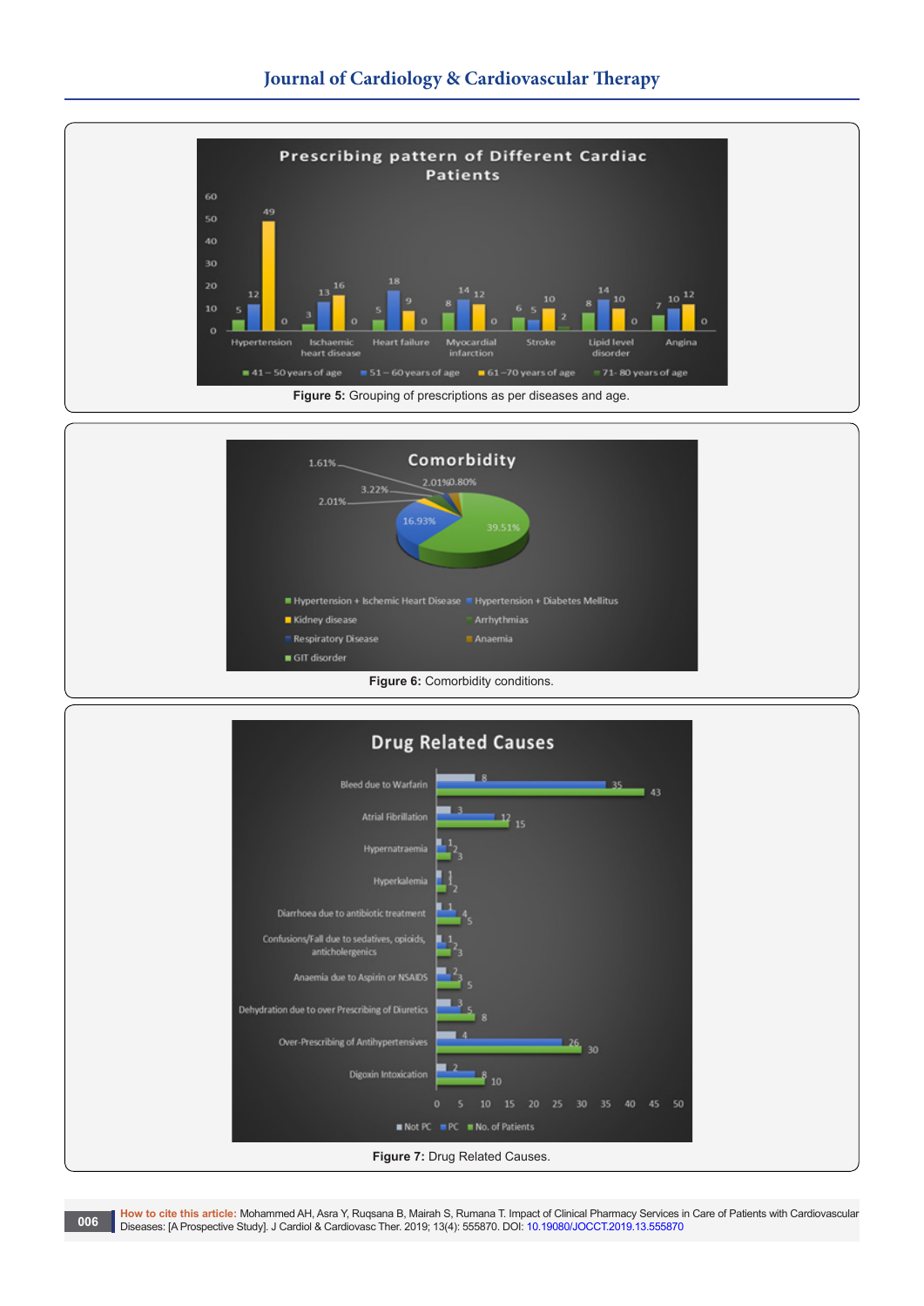Figure 5: Grouping of prescriptions as per diseases and age.

Figure 6: Comorbidity conditions.

Figure 7: Drug Related Causes.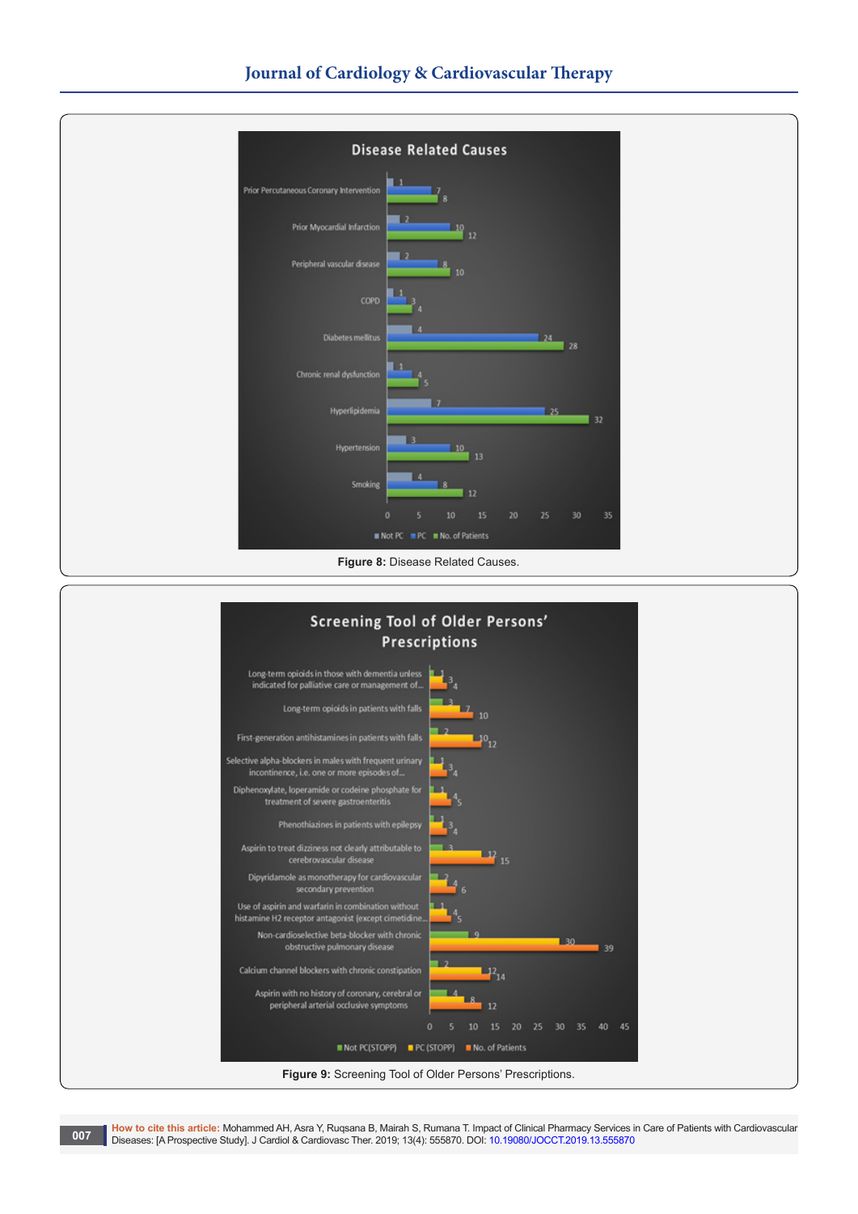Figure 8: Disease Related Causes.

Figure 9: Screening Tool of Older Persons' Prescriptions.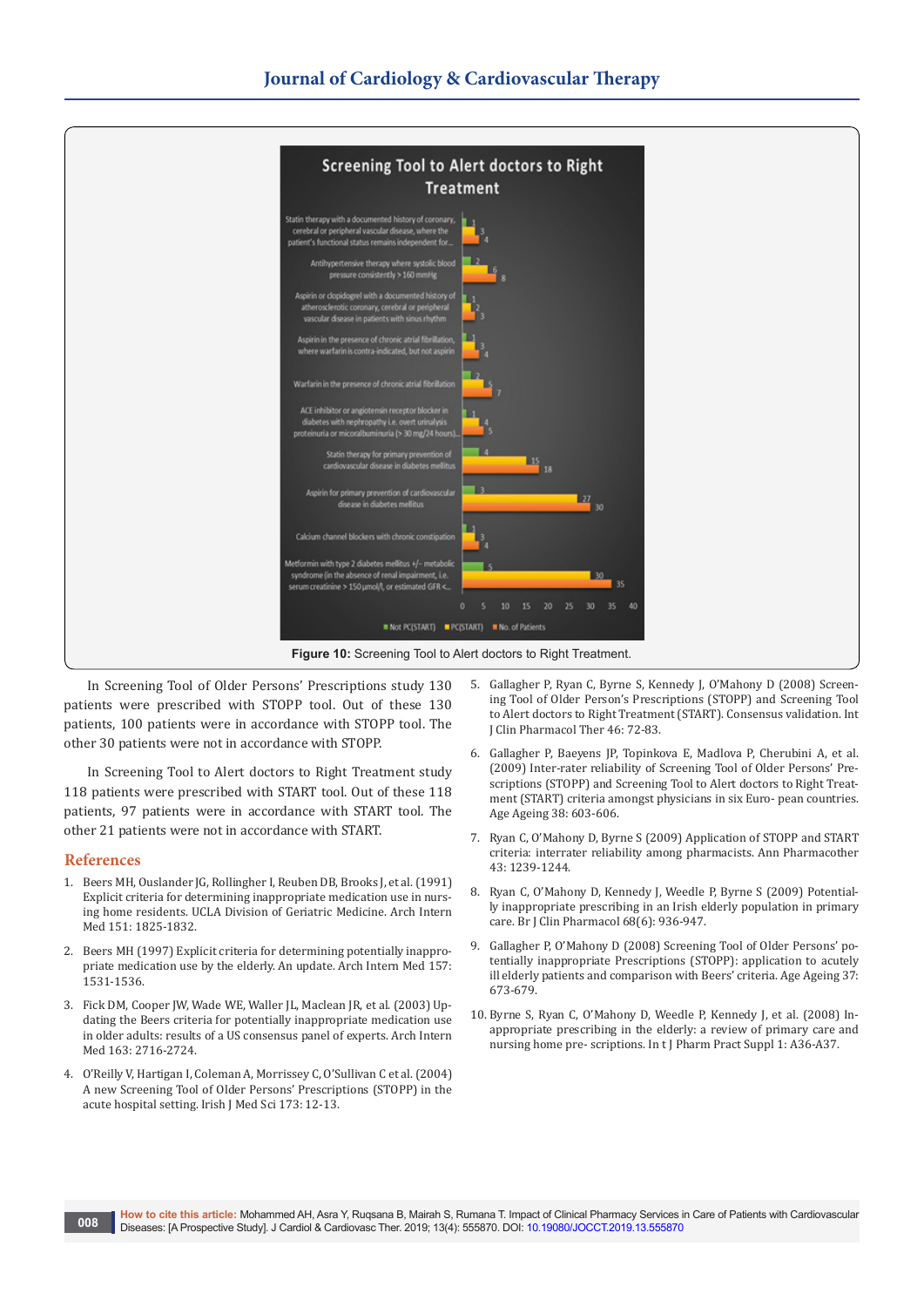Figure 10: Screening Tool to Alert doctors to Right Treatment.

In Screening Tool of Older Persons' Prescriptions study 130 patients were prescribed with STOPP tool. Out of these 130 patients, 100 patients were in accordance with STOPP tool. The other 30 patients were not in accordance with STOPP.

In Screening Tool to Alert doctors to Right Treatment study 118 patients were prescribed with START tool. Out of these 118 patients, 97 patients were in accordance with START tool. The other 21 patients were not in accordance with START.

## References

1. Beers MH, Ouslander JG, Rollingher I, Reuben DB, Brooks J, et al. (1991) Explicit criteria for determining inappropriate medication use in nursing home residents. UCLA Division of Geriatric Medicine. Arch Intern Med 151: 1825-1832.
2. Beers MH (1997) Explicit criteria for determining potentially inappropriate medication use by the elderly. An update. Arch Intern Med 157: 1531-1536.
3. Fick DM, Cooper JW, Wade WE, Waller JL, Maclean JR, et al. (2003) Updating the Beers criteria for potentially inappropriate medication use in older adults: results of a US consensus panel of experts. Arch Intern Med 163: 2716-2724.
4. O'Reilly V, Hartigan I, Coleman A, Morrissey C, O'Sullivan C et al. (2004) A new Screening Tool of Older Persons' Prescriptions (STOPP) in the acute hospital setting. Irish J Med Sci 173: 12-13.
5. Gallagher P, Ryan C, Byrne S, Kennedy J, O'Mahony D (2008) Screening Tool of Older Person's Prescriptions (STOPP) and Screening Tool to Alert doctors to Right Treatment (START). Consensus validation. Int J Clin Pharmacol Ther 46: 72-83.
6. Gallagher P, Baeyens JP, Topinkova E, Madlova P, Cherubini A, et al. (2009) Inter-rater reliability of Screening Tool of Older Persons' Prescriptions (STOPP) and Screening Tool to Alert doctors to Right Treatment (START) criteria amongst physicians in six Euro- pean countries. Age Ageing 38: 603-606.
7. Ryan C, O'Mahony D, Byrne S (2009) Application of STOPP and START criteria: interrater reliability among pharmacists. Ann Pharmacother 43: 1239-1244.
8. Ryan C, O'Mahony D, Kennedy J, Weedle P, Byrne S (2009) Potentially inappropriate prescribing in an Irish elderly population in primary care. Br J Clin Pharmacol 68(6): 936-947.
9. Gallagher P, O'Mahony D (2008) Screening Tool of Older Persons' potentially inappropriate Prescriptions (STOPP): application to acutely ill elderly patients and comparison with Beers' criteria. Age Ageing 37: 673-679.
10. Byrne S, Ryan C, O'Mahony D, Weedle P, Kennedy J, et al. (2008) Inappropriate prescribing in the elderly: a review of primary care and nursing home pre- scriptions. In t J Pharm Pract Suppl 1: A36-A37.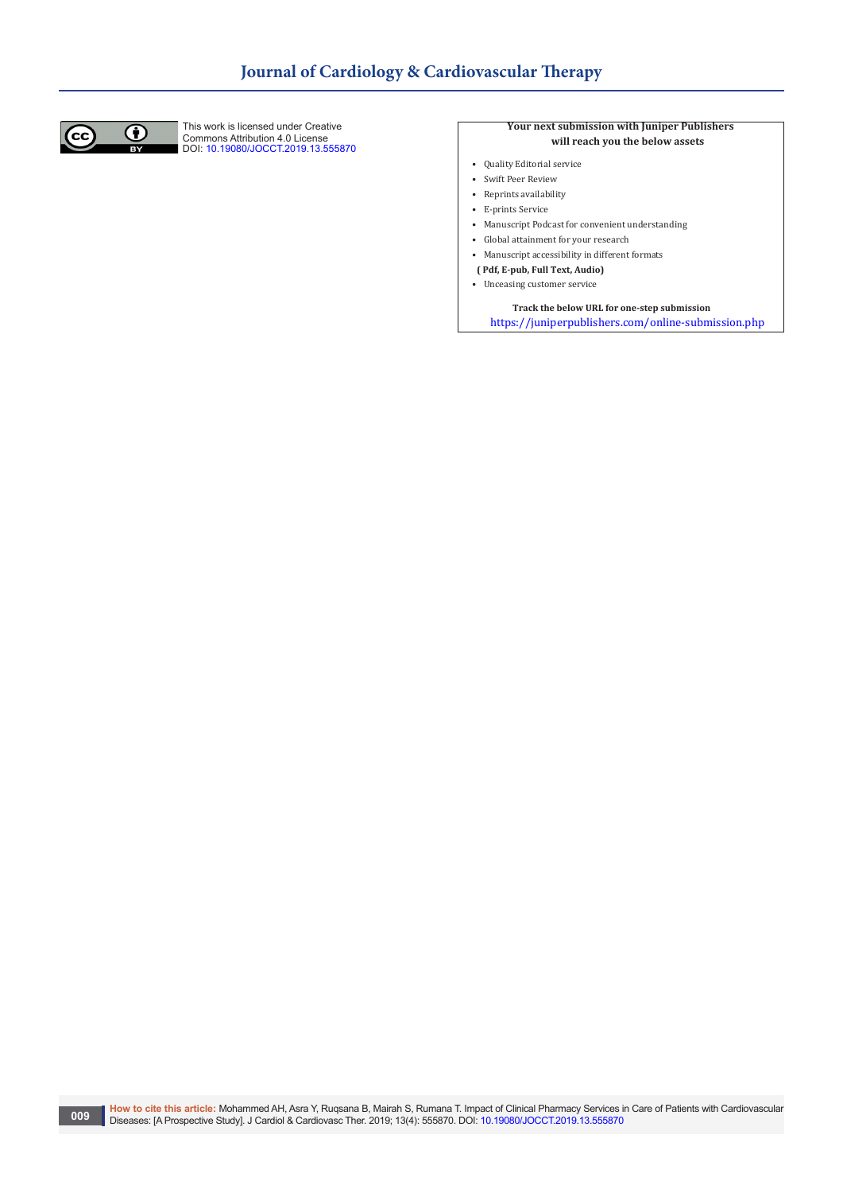This work is licensed under Creative Commons Attribution 4.0 License
DOI: 10.19080/JOCCT.2019.13.555870

**Your next submission with Juniper Publishers will reach you the below assets**

- Quality Editorial service
- Swift Peer Review
- Reprints availability
- E-prints Service
- Manuscript Podcast for convenient understanding
- Global attainment for your research
- Manuscript accessibility in different formats

**( Pdf, E-pub, Full Text, Audio)**

- Unceasing customer service

**Track the below URL for one-step submission**
https://juniperpublishers.com/online-submission.php

**How to cite this article:** Mohammed AH, Asra Y, Ruqsana B, Mairah S, Rumana T. Impact of Clinical Pharmacy Services in Care of Patients with Cardiovascular Diseases: [A Prospective Study]. J Cardiol & Cardiovasc Ther. 2019; 13(4): 555870. DOI: 10.19080/JOCCT.2019.13.555870